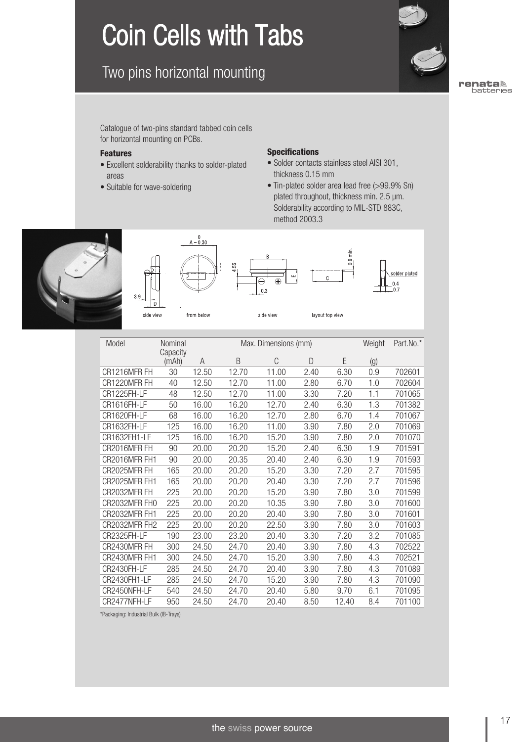# Coin Cells with Tabs

## Two pins horizontal mounting

Catalogue of two-pins standard tabbed coin cells for horizontal mounting on PCBs.

### Features

- Excellent solderability thanks to solder-plated areas
- Suitable for wave-soldering

### Specifications

- Solder contacts stainless steel AISI 301, thickness 0.15 mm
- Tin-plated solder area lead free (>99.9% Sn) plated throughout, thickness min. 2.5 µm. Solderability according to MIL-STD 883C, method 2003.3

side view    from below    side view    layout top view

| Model | Nominal Capacity (mAh) | Max. Dimensions (mm) A | B | C | D | E | Weight (g) | Part.No.* |
|---|---|---|---|---|---|---|---|---|
| CR1216MFR FH | 30 | 12.50 | 12.70 | 11.00 | 2.40 | 6.30 | 0.9 | 702601 |
| CR1220MFR FH | 40 | 12.50 | 12.70 | 11.00 | 2.80 | 6.70 | 1.0 | 702604 |
| CR1225FH-LF | 48 | 12.50 | 12.70 | 11.00 | 3.30 | 7.20 | 1.1 | 701065 |
| CR1616FH-LF | 50 | 16.00 | 16.20 | 12.70 | 2.40 | 6.30 | 1.3 | 701382 |
| CR1620FH-LF | 68 | 16.00 | 16.20 | 12.70 | 2.80 | 6.70 | 1.4 | 701067 |
| CR1632FH-LF | 125 | 16.00 | 16.20 | 11.00 | 3.90 | 7.80 | 2.0 | 701069 |
| CR1632FH1-LF | 125 | 16.00 | 16.20 | 15.20 | 3.90 | 7.80 | 2.0 | 701070 |
| CR2016MFR FH | 90 | 20.00 | 20.20 | 15.20 | 2.40 | 6.30 | 1.9 | 701591 |
| CR2016MFR FH1 | 90 | 20.00 | 20.35 | 20.40 | 2.40 | 6.30 | 1.9 | 701593 |
| CR2025MFR FH | 165 | 20.00 | 20.20 | 15.20 | 3.30 | 7.20 | 2.7 | 701595 |
| CR2025MFR FH1 | 165 | 20.00 | 20.20 | 20.40 | 3.30 | 7.20 | 2.7 | 701596 |
| CR2032MFR FH | 225 | 20.00 | 20.20 | 15.20 | 3.90 | 7.80 | 3.0 | 701599 |
| CR2032MFR FH0 | 225 | 20.00 | 20.20 | 10.35 | 3.90 | 7.80 | 3.0 | 701600 |
| CR2032MFR FH1 | 225 | 20.00 | 20.20 | 20.40 | 3.90 | 7.80 | 3.0 | 701601 |
| CR2032MFR FH2 | 225 | 20.00 | 20.20 | 22.50 | 3.90 | 7.80 | 3.0 | 701603 |
| CR2325FH-LF | 190 | 23.00 | 23.20 | 20.40 | 3.30 | 7.20 | 3.2 | 701085 |
| CR2430MFR FH | 300 | 24.50 | 24.70 | 20.40 | 3.90 | 7.80 | 4.3 | 702522 |
| CR2430MFR FH1 | 300 | 24.50 | 24.70 | 15.20 | 3.90 | 7.80 | 4.3 | 702521 |
| CR2430FH-LF | 285 | 24.50 | 24.70 | 20.40 | 3.90 | 7.80 | 4.3 | 701089 |
| CR2430FH1-LF | 285 | 24.50 | 24.70 | 15.20 | 3.90 | 7.80 | 4.3 | 701090 |
| CR2450NFH-LF | 540 | 24.50 | 24.70 | 20.40 | 5.80 | 9.70 | 6.1 | 701095 |
| CR2477NFH-LF | 950 | 24.50 | 24.70 | 20.40 | 8.50 | 12.40 | 8.4 | 701100 |

*Packaging: Industrial Bulk (IB-Trays)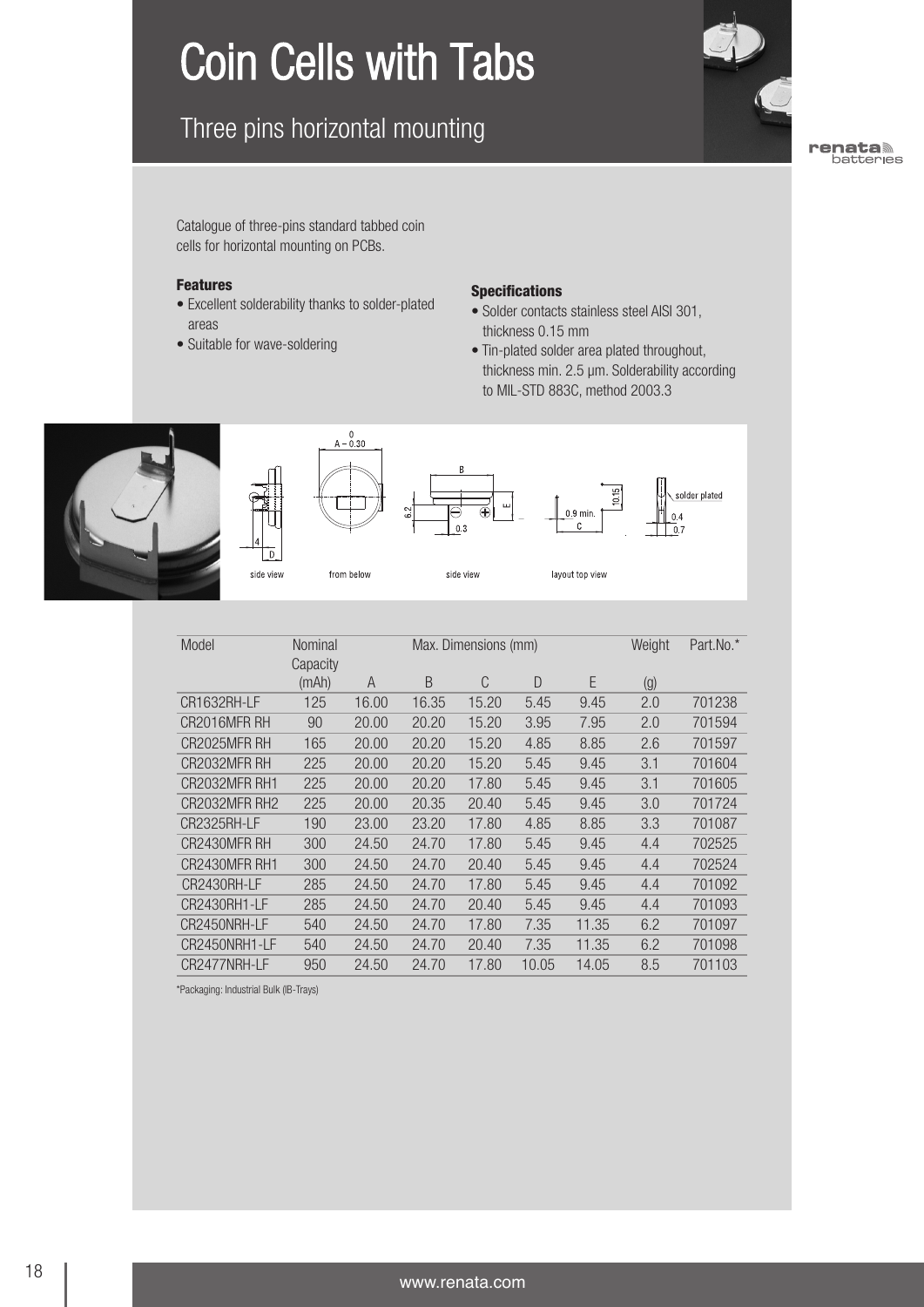# Coin Cells with Tabs

## Three pins horizontal mounting

Catalogue of three-pins standard tabbed coin cells for horizontal mounting on PCBs.

**Features**

- Excellent solderability thanks to solder-plated areas
- Suitable for wave-soldering

**Specifications**

- Solder contacts stainless steel AISI 301, thickness 0.15 mm
- Tin-plated solder area plated throughout, thickness min. 2.5 µm. Solderability according to MIL-STD 883C, method 2003.3

side view

from below

side view

layout top view

solder plated

| Model | Nominal Capacity (mAh) | Max. Dimensions (mm) A | B | C | D | E | Weight (g) | Part.No.* |
|---|---|---|---|---|---|---|---|---|
| CR1632RH-LF | 125 | 16.00 | 16.35 | 15.20 | 5.45 | 9.45 | 2.0 | 701238 |
| CR2016MFR RH | 90 | 20.00 | 20.20 | 15.20 | 3.95 | 7.95 | 2.0 | 701594 |
| CR2025MFR RH | 165 | 20.00 | 20.20 | 15.20 | 4.85 | 8.85 | 2.6 | 701597 |
| CR2032MFR RH | 225 | 20.00 | 20.20 | 15.20 | 5.45 | 9.45 | 3.1 | 701604 |
| CR2032MFR RH1 | 225 | 20.00 | 20.20 | 17.80 | 5.45 | 9.45 | 3.1 | 701605 |
| CR2032MFR RH2 | 225 | 20.00 | 20.35 | 20.40 | 5.45 | 9.45 | 3.0 | 701724 |
| CR2325RH-LF | 190 | 23.00 | 23.20 | 17.80 | 4.85 | 8.85 | 3.3 | 701087 |
| CR2430MFR RH | 300 | 24.50 | 24.70 | 17.80 | 5.45 | 9.45 | 4.4 | 702525 |
| CR2430MFR RH1 | 300 | 24.50 | 24.70 | 20.40 | 5.45 | 9.45 | 4.4 | 702524 |
| CR2430RH-LF | 285 | 24.50 | 24.70 | 17.80 | 5.45 | 9.45 | 4.4 | 701092 |
| CR2430RH1-LF | 285 | 24.50 | 24.70 | 20.40 | 5.45 | 9.45 | 4.4 | 701093 |
| CR2450NRH-LF | 540 | 24.50 | 24.70 | 17.80 | 7.35 | 11.35 | 6.2 | 701097 |
| CR2450NRH1-LF | 540 | 24.50 | 24.70 | 20.40 | 7.35 | 11.35 | 6.2 | 701098 |
| CR2477NRH-LF | 950 | 24.50 | 24.70 | 17.80 | 10.05 | 14.05 | 8.5 | 701103 |

*Packaging: Industrial Bulk (IB-Trays)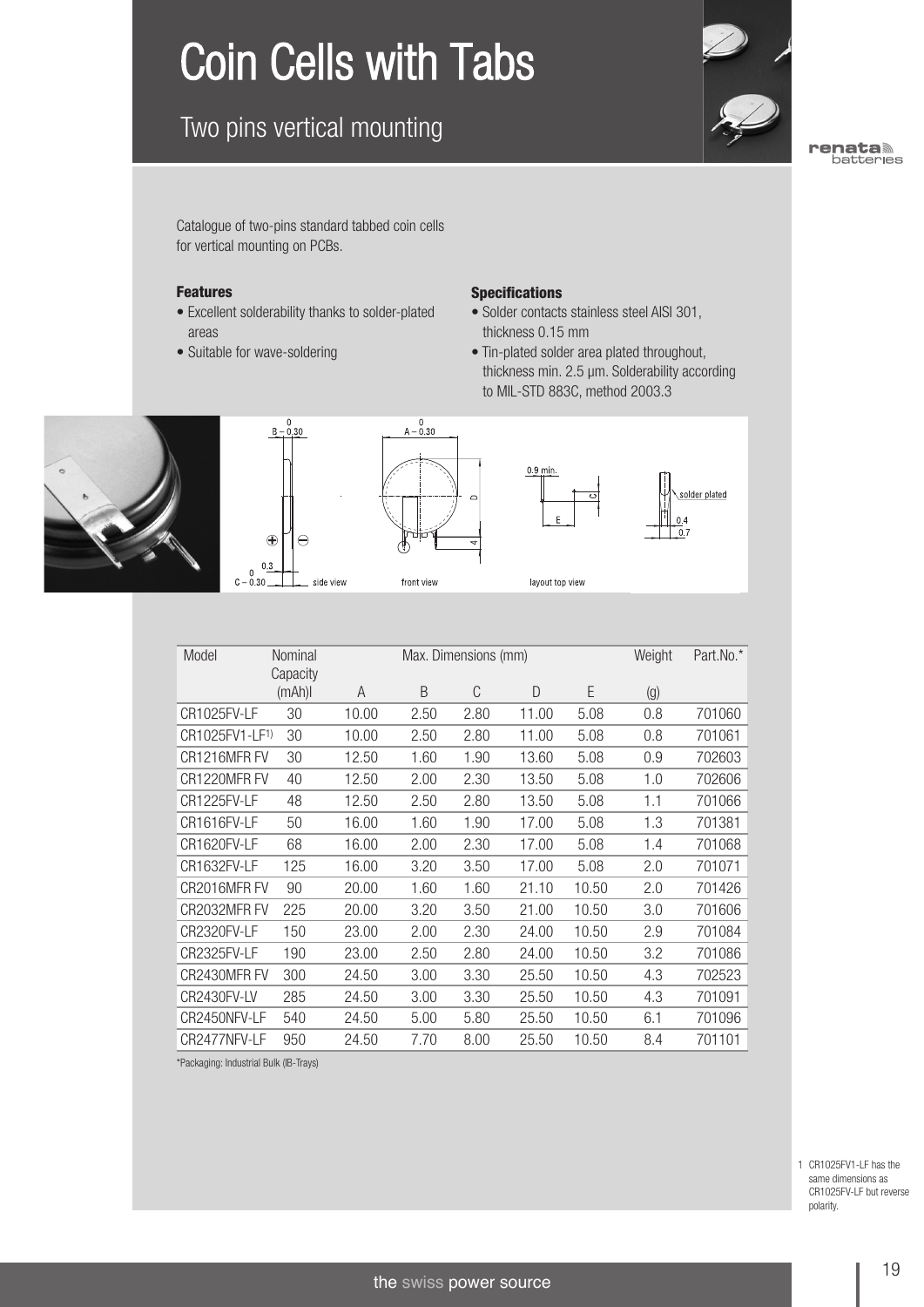# Coin Cells with Tabs

## Two pins vertical mounting

Catalogue of two-pins standard tabbed coin cells for vertical mounting on PCBs.

**Features**

- Excellent solderability thanks to solder-plated areas
- Suitable for wave-soldering

**Specifications**

- Solder contacts stainless steel AISI 301, thickness 0.15 mm
- Tin-plated solder area plated throughout, thickness min. 2.5 µm. Solderability according to MIL-STD 883C, method 2003.3

B – 0.30
0.3
C – 0.30
side view

A – 0.30
D
4
front view

0.9 min.
C
E
layout top view

solder plated
0.4
0.7

| Model | Nominal Capacity (mAh)I | Max. Dimensions (mm) | | | | | Weight | Part.No.* |
|---|---|---|---|---|---|---|---|---|
| | | A | B | C | D | E | (g) | |
| CR1025FV-LF | 30 | 10.00 | 2.50 | 2.80 | 11.00 | 5.08 | 0.8 | 701060 |
| CR1025FV1-LF[1)] | 30 | 10.00 | 2.50 | 2.80 | 11.00 | 5.08 | 0.8 | 701061 |
| CR1216MFR FV | 30 | 12.50 | 1.60 | 1.90 | 13.60 | 5.08 | 0.9 | 702603 |
| CR1220MFR FV | 40 | 12.50 | 2.00 | 2.30 | 13.50 | 5.08 | 1.0 | 702606 |
| CR1225FV-LF | 48 | 12.50 | 2.50 | 2.80 | 13.50 | 5.08 | 1.1 | 701066 |
| CR1616FV-LF | 50 | 16.00 | 1.60 | 1.90 | 17.00 | 5.08 | 1.3 | 701381 |
| CR1620FV-LF | 68 | 16.00 | 2.00 | 2.30 | 17.00 | 5.08 | 1.4 | 701068 |
| CR1632FV-LF | 125 | 16.00 | 3.20 | 3.50 | 17.00 | 5.08 | 2.0 | 701071 |
| CR2016MFR FV | 90 | 20.00 | 1.60 | 1.60 | 21.10 | 10.50 | 2.0 | 701426 |
| CR2032MFR FV | 225 | 20.00 | 3.20 | 3.50 | 21.00 | 10.50 | 3.0 | 701606 |
| CR2320FV-LF | 150 | 23.00 | 2.00 | 2.30 | 24.00 | 10.50 | 2.9 | 701084 |
| CR2325FV-LF | 190 | 23.00 | 2.50 | 2.80 | 24.00 | 10.50 | 3.2 | 701086 |
| CR2430MFR FV | 300 | 24.50 | 3.00 | 3.30 | 25.50 | 10.50 | 4.3 | 702523 |
| CR2430FV-LV | 285 | 24.50 | 3.00 | 3.30 | 25.50 | 10.50 | 4.3 | 701091 |
| CR2450NFV-LF | 540 | 24.50 | 5.00 | 5.80 | 25.50 | 10.50 | 6.1 | 701096 |
| CR2477NFV-LF | 950 | 24.50 | 7.70 | 8.00 | 25.50 | 10.50 | 8.4 | 701101 |

*Packaging: Industrial Bulk (IB-Trays)

1 CR1025FV1-LF has the same dimensions as CR1025FV-LF but reverse polarity.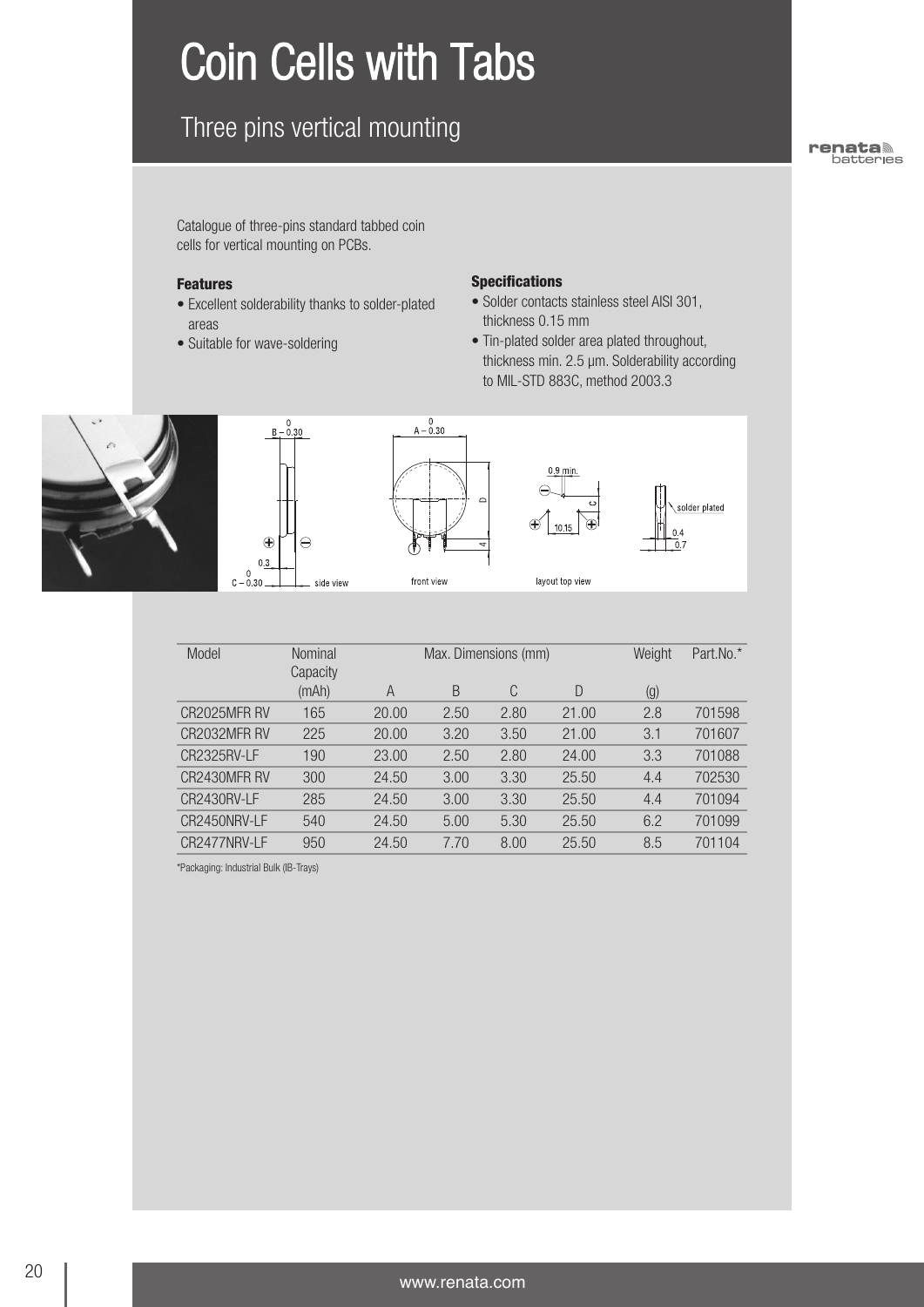# Coin Cells with Tabs

## Three pins vertical mounting

Catalogue of three-pins standard tabbed coin cells for vertical mounting on PCBs.

**Features**

- Excellent solderability thanks to solder-plated areas
- Suitable for wave-soldering

**Specifications**

- Solder contacts stainless steel AISI 301, thickness 0.15 mm
- Tin-plated solder area plated throughout, thickness min. 2.5 µm. Solderability according to MIL-STD 883C, method 2003.3

| Model | Nominal Capacity (mAh) | Max. Dimensions (mm) A | B | C | D | Weight (g) | Part.No.* |
|---|---|---|---|---|---|---|---|
| CR2025MFR RV | 165 | 20.00 | 2.50 | 2.80 | 21.00 | 2.8 | 701598 |
| CR2032MFR RV | 225 | 20.00 | 3.20 | 3.50 | 21.00 | 3.1 | 701607 |
| CR2325RV-LF | 190 | 23.00 | 2.50 | 2.80 | 24.00 | 3.3 | 701088 |
| CR2430MFR RV | 300 | 24.50 | 3.00 | 3.30 | 25.50 | 4.4 | 702530 |
| CR2430RV-LF | 285 | 24.50 | 3.00 | 3.30 | 25.50 | 4.4 | 701094 |
| CR2450NRV-LF | 540 | 24.50 | 5.00 | 5.30 | 25.50 | 6.2 | 701099 |
| CR2477NRV-LF | 950 | 24.50 | 7.70 | 8.00 | 25.50 | 8.5 | 701104 |

*Packaging: Industrial Bulk (IB-Trays)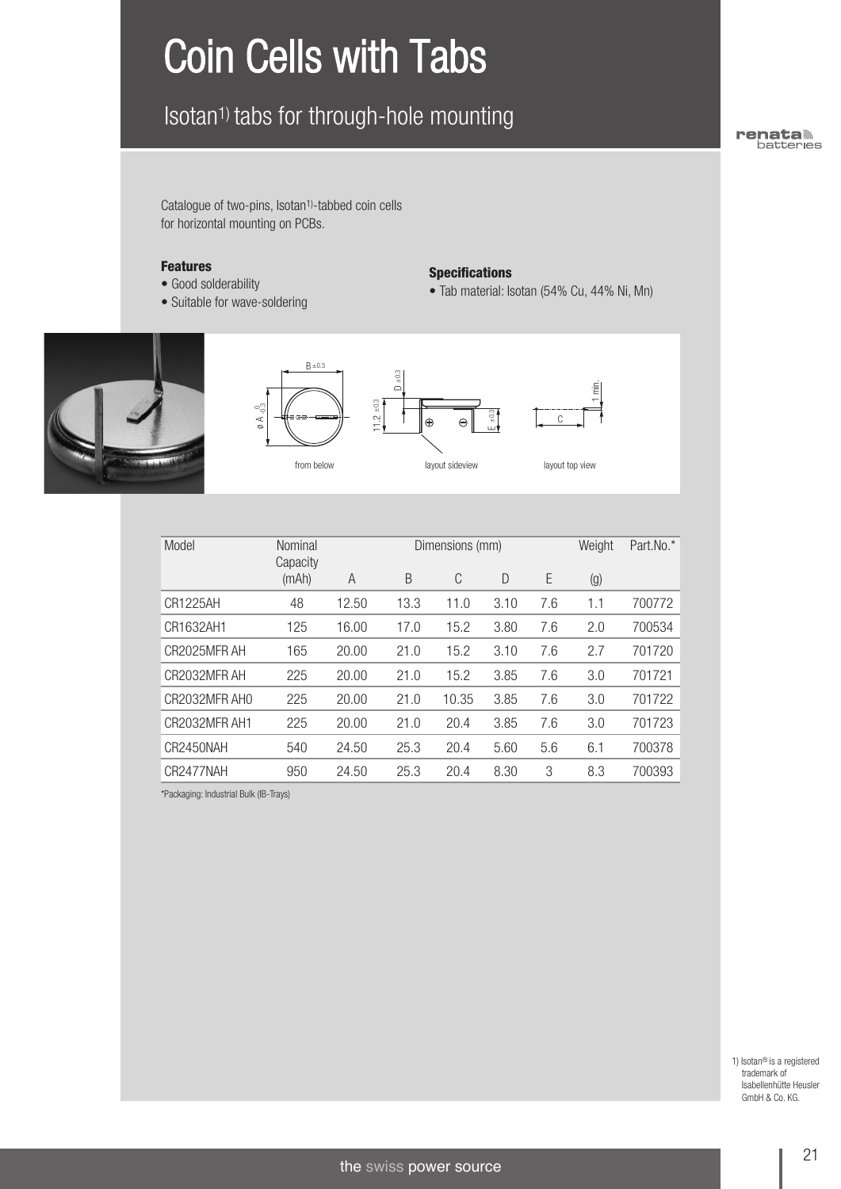# Coin Cells with Tabs

## Isotan[1] tabs for through-hole mounting

Catalogue of two-pins, Isotan[1]-tabbed coin cells for horizontal mounting on PCBs.

**Features**

- Good solderability
- Suitable for wave-soldering

**Specifications**

- Tab material: Isotan (54% Cu, 44% Ni, Mn)

B ±0.3

ø A 0/-0.3

from below

D ±0.3

11.2 ±0.3

E ±0.3

layout sideview

1 min.

C

layout top view

| Model | Nominal Capacity (mAh) | Dimensions (mm) | | | | | Weight (g) | Part.No.* |
|---|---|---|---|---|---|---|---|---|
| | | A | B | C | D | E | | |
| CR1225AH | 48 | 12.50 | 13.3 | 11.0 | 3.10 | 7.6 | 1.1 | 700772 |
| CR1632AH1 | 125 | 16.00 | 17.0 | 15.2 | 3.80 | 7.6 | 2.0 | 700534 |
| CR2025MFR AH | 165 | 20.00 | 21.0 | 15.2 | 3.10 | 7.6 | 2.7 | 701720 |
| CR2032MFR AH | 225 | 20.00 | 21.0 | 15.2 | 3.85 | 7.6 | 3.0 | 701721 |
| CR2032MFR AH0 | 225 | 20.00 | 21.0 | 10.35 | 3.85 | 7.6 | 3.0 | 701722 |
| CR2032MFR AH1 | 225 | 20.00 | 21.0 | 20.4 | 3.85 | 7.6 | 3.0 | 701723 |
| CR2450NAH | 540 | 24.50 | 25.3 | 20.4 | 5.60 | 5.6 | 6.1 | 700378 |
| CR2477NAH | 950 | 24.50 | 25.3 | 20.4 | 8.30 | 3 | 8.3 | 700393 |

*Packaging: Industrial Bulk (IB-Trays)

1) Isotan® is a registered trademark of Isabellenhütte Heusler GmbH & Co. KG.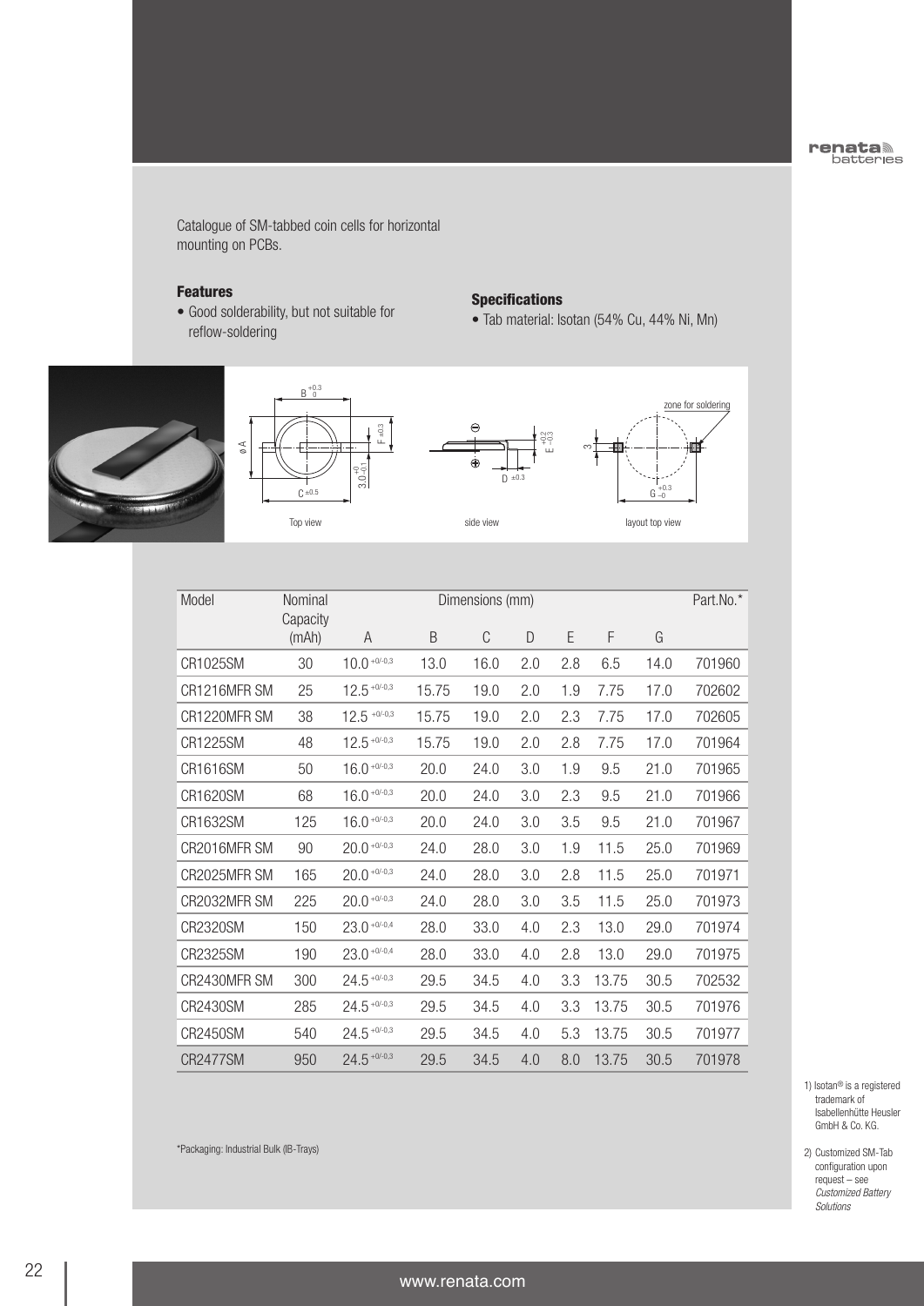Catalogue of SM-tabbed coin cells for horizontal mounting on PCBs.

### Features

- Good solderability, but not suitable for reflow-soldering

### Specifications

- Tab material: Isotan (54% Cu, 44% Ni, Mn)

Top view

side view

layout top view

zone for soldering

| Model | Nominal Capacity (mAh) | Dimensions (mm) A | B | C | D | E | F | G | Part.No.* |
|---|---|---|---|---|---|---|---|---|---|
| CR1025SM | 30 | $10.0^{+0/-0.3}$ | 13.0 | 16.0 | 2.0 | 2.8 | 6.5 | 14.0 | 701960 |
| CR1216MFR SM | 25 | $12.5^{+0/-0.3}$ | 15.75 | 19.0 | 2.0 | 1.9 | 7.75 | 17.0 | 702602 |
| CR1220MFR SM | 38 | $12.5^{+0/-0.3}$ | 15.75 | 19.0 | 2.0 | 2.3 | 7.75 | 17.0 | 702605 |
| CR1225SM | 48 | $12.5^{+0/-0.3}$ | 15.75 | 19.0 | 2.0 | 2.8 | 7.75 | 17.0 | 701964 |
| CR1616SM | 50 | $16.0^{+0/-0.3}$ | 20.0 | 24.0 | 3.0 | 1.9 | 9.5 | 21.0 | 701965 |
| CR1620SM | 68 | $16.0^{+0/-0.3}$ | 20.0 | 24.0 | 3.0 | 2.3 | 9.5 | 21.0 | 701966 |
| CR1632SM | 125 | $16.0^{+0/-0.3}$ | 20.0 | 24.0 | 3.0 | 3.5 | 9.5 | 21.0 | 701967 |
| CR2016MFR SM | 90 | $20.0^{+0/-0.3}$ | 24.0 | 28.0 | 3.0 | 1.9 | 11.5 | 25.0 | 701969 |
| CR2025MFR SM | 165 | $20.0^{+0/-0.3}$ | 24.0 | 28.0 | 3.0 | 2.8 | 11.5 | 25.0 | 701971 |
| CR2032MFR SM | 225 | $20.0^{+0/-0.3}$ | 24.0 | 28.0 | 3.0 | 3.5 | 11.5 | 25.0 | 701973 |
| CR2320SM | 150 | $23.0^{+0/-0.4}$ | 28.0 | 33.0 | 4.0 | 2.3 | 13.0 | 29.0 | 701974 |
| CR2325SM | 190 | $23.0^{+0/-0.4}$ | 28.0 | 33.0 | 4.0 | 2.8 | 13.0 | 29.0 | 701975 |
| CR2430MFR SM | 300 | $24.5^{+0/-0.3}$ | 29.5 | 34.5 | 4.0 | 3.3 | 13.75 | 30.5 | 702532 |
| CR2430SM | 285 | $24.5^{+0/-0.3}$ | 29.5 | 34.5 | 4.0 | 3.3 | 13.75 | 30.5 | 701976 |
| CR2450SM | 540 | $24.5^{+0/-0.3}$ | 29.5 | 34.5 | 4.0 | 5.3 | 13.75 | 30.5 | 701977 |
| CR2477SM | 950 | $24.5^{+0/-0.3}$ | 29.5 | 34.5 | 4.0 | 8.0 | 13.75 | 30.5 | 701978 |

*Packaging: Industrial Bulk (IB-Trays)

1) Isotan® is a registered trademark of Isabellenhütte Heusler GmbH & Co. KG.

2) Customized SM-Tab configuration upon request – see *Customized Battery Solutions*